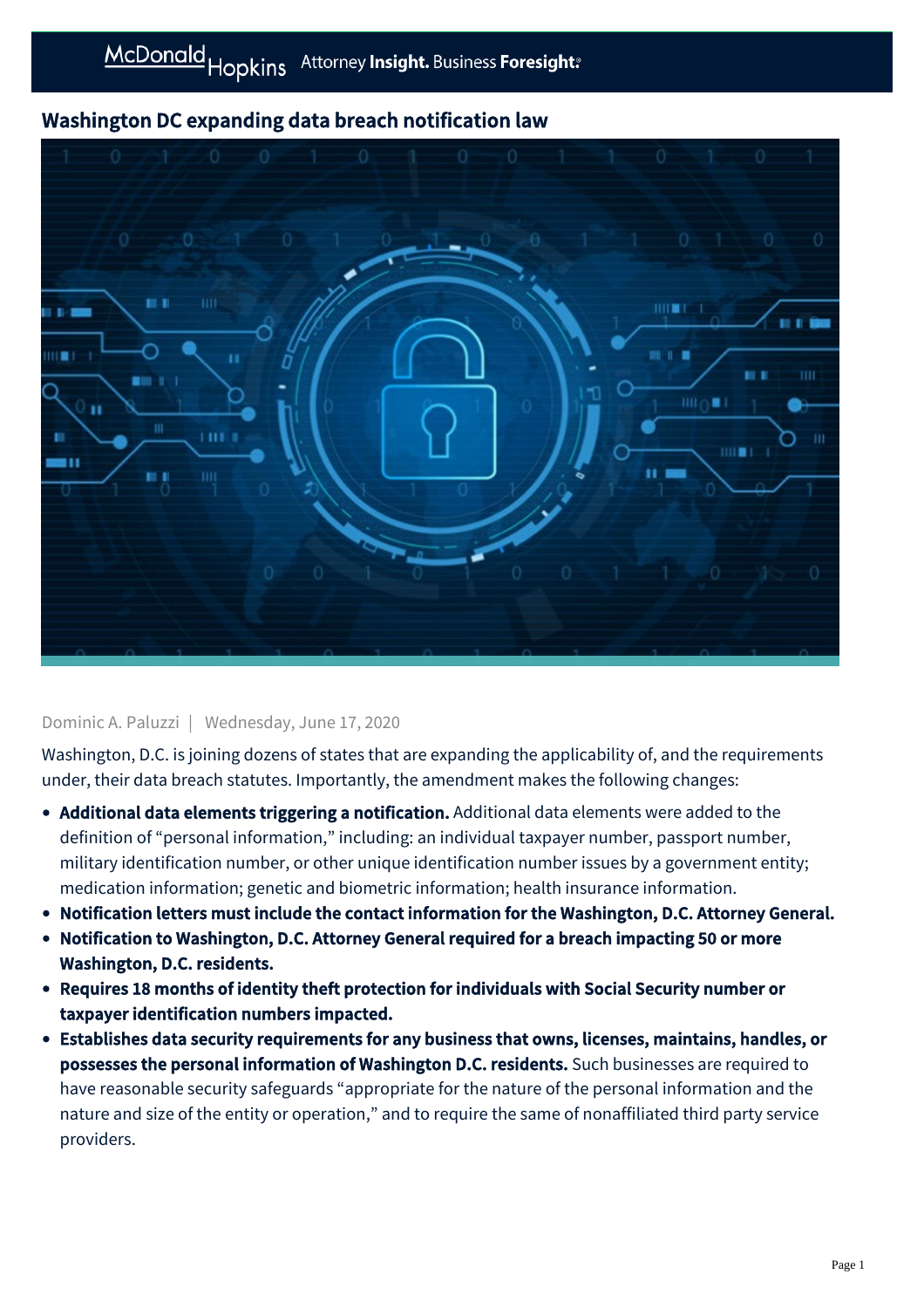# Washington DC expanding data breach notification law

Dominic A. Paluzzi | Wednesday, June 17, 2020

Washington, D.C. is joining dozens of states that are expanding the applicability of, and the requirements under, their data breach statutes. Importantly, the amendment makes the following changes:

- **Additional data elements triggering a notification.** Additional data elements were added to the definition of "personal information," including: an individual taxpayer number, passport number, military identification number, or other unique identification number issues by a government entity; medication information; genetic and biometric information; health insurance information.
- **Notification letters must include the contact information for the Washington, D.C. Attorney General.**
- **Notification to Washington, D.C. Attorney General required for a breach impacting 50 or more Washington, D.C. residents.**
- **Requires 18 months of identity theft protection for individuals with Social Security number or taxpayer identification numbers impacted.**
- **Establishes data security requirements for any business that owns, licenses, maintains, handles, or possesses the personal information of Washington D.C. residents.** Such businesses are required to have reasonable security safeguards "appropriate for the nature of the personal information and the nature and size of the entity or operation," and to require the same of nonaffiliated third party service providers.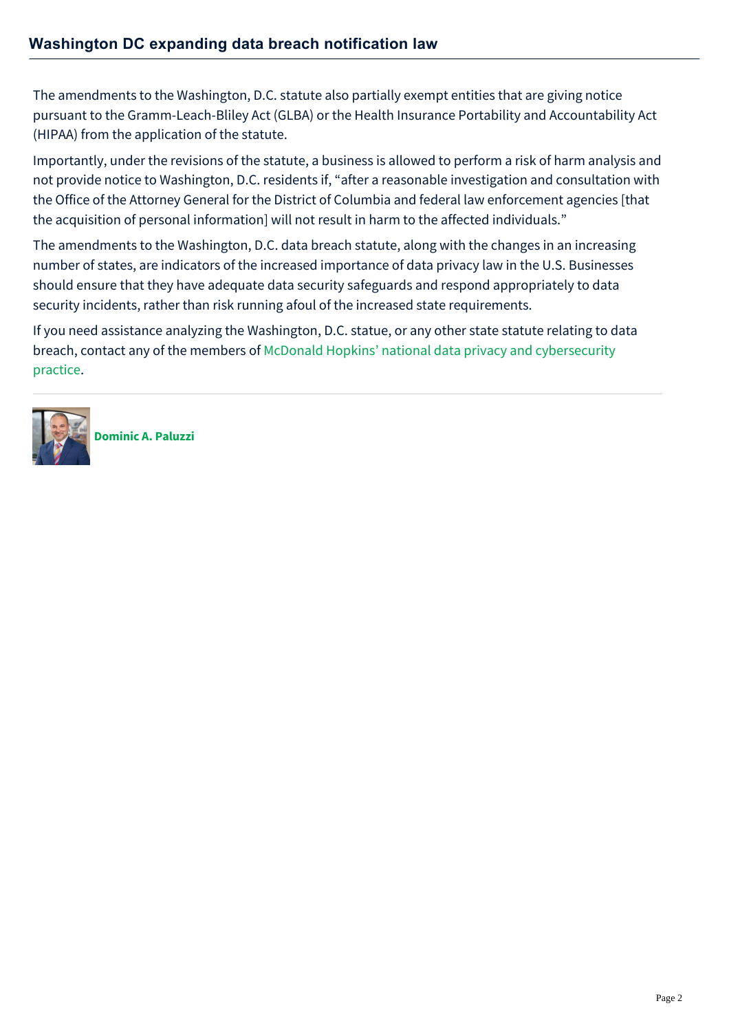The amendments to the Washington, D.C. statute also partially exempt entities that are giving notice pursuant to the Gramm-Leach-Bliley Act (GLBA) or the Health Insurance Portability and Accountability Act (HIPAA) from the application of the statute.

Importantly, under the revisions of the statute, a business is allowed to perform a risk of harm analysis and not provide notice to Washington, D.C. residents if, "after a reasonable investigation and consultation with the Office of the Attorney General for the District of Columbia and federal law enforcement agencies [that the acquisition of personal information] will not result in harm to the affected individuals."

The amendments to the Washington, D.C. data breach statute, along with the changes in an increasing number of states, are indicators of the increased importance of data privacy law in the U.S. Businesses should ensure that they have adequate data security safeguards and respond appropriately to data security incidents, rather than risk running afoul of the increased state requirements.

If you need assistance analyzing the Washington, D.C. statue, or any other state statute relating to data breach, contact any of the members of McDonald Hopkins' national data privacy and cybersecurity practice.

---

**Dominic A. Paluzzi**